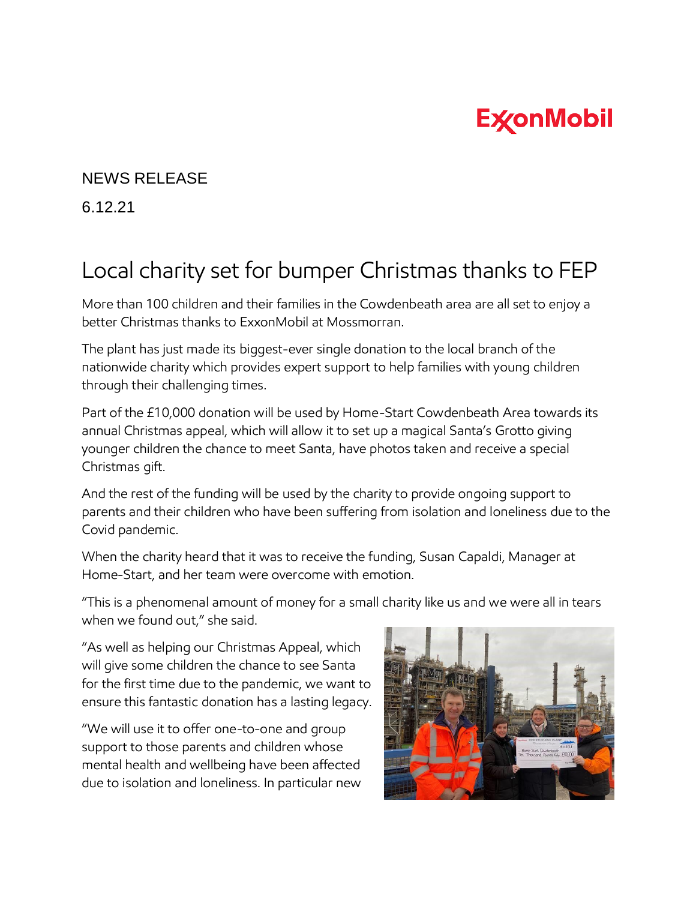ExxonMobil

NEWS RELEASE

6.12.21

# Local charity set for bumper Christmas thanks to FEP

More than 100 children and their families in the Cowdenbeath area are all set to enjoy a better Christmas thanks to ExxonMobil at Mossmorran.

The plant has just made its biggest-ever single donation to the local branch of the nationwide charity which provides expert support to help families with young children through their challenging times.

Part of the £10,000 donation will be used by Home-Start Cowdenbeath Area towards its annual Christmas appeal, which will allow it to set up a magical Santa's Grotto giving younger children the chance to meet Santa, have photos taken and receive a special Christmas gift.

And the rest of the funding will be used by the charity to provide ongoing support to parents and their children who have been suffering from isolation and loneliness due to the Covid pandemic.

When the charity heard that it was to receive the funding, Susan Capaldi, Manager at Home-Start, and her team were overcome with emotion.

"This is a phenomenal amount of money for a small charity like us and we were all in tears when we found out," she said.

"As well as helping our Christmas Appeal, which will give some children the chance to see Santa for the first time due to the pandemic, we want to ensure this fantastic donation has a lasting legacy.

"We will use it to offer one-to-one and group support to those parents and children whose mental health and wellbeing have been affected due to isolation and loneliness. In particular new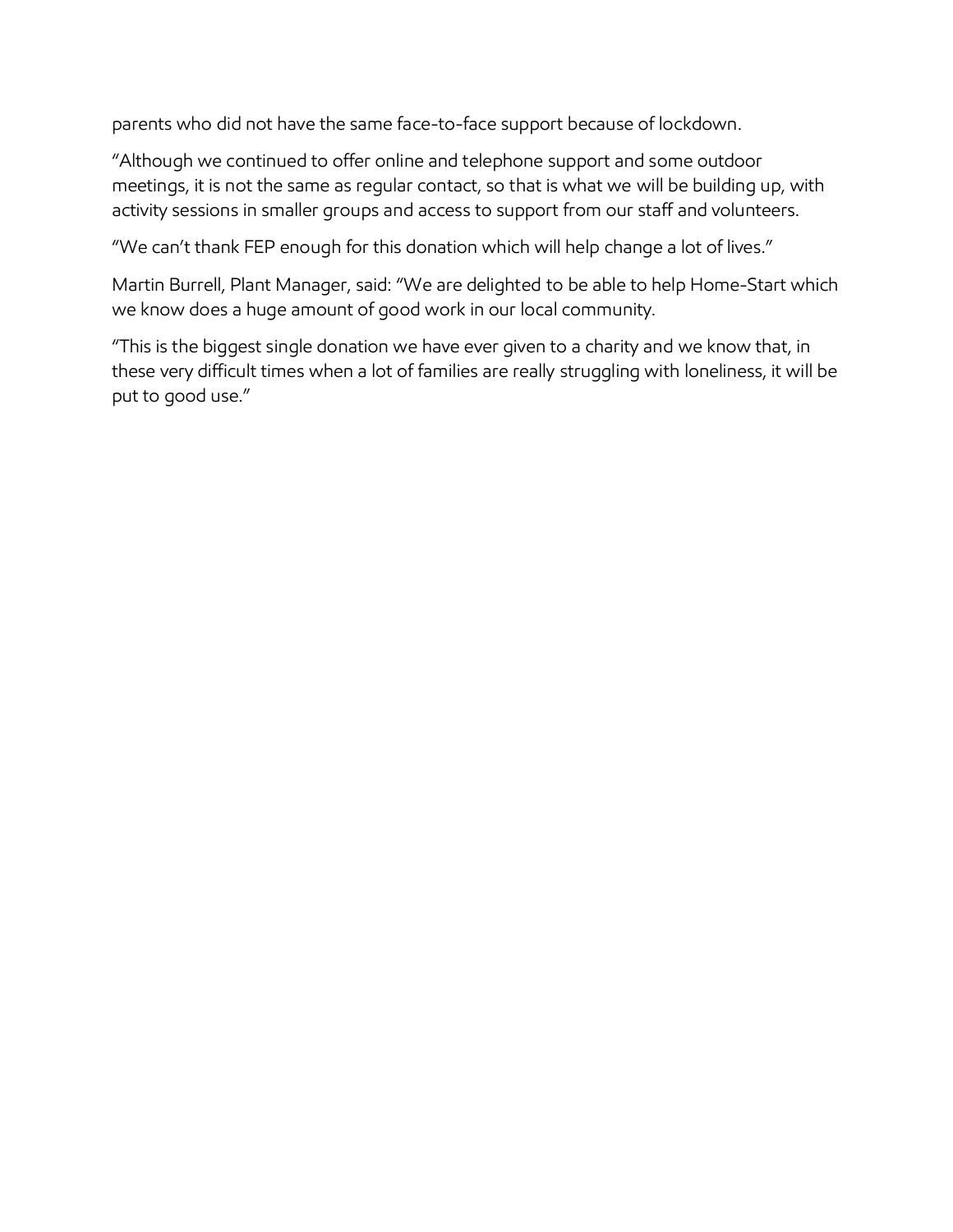parents who did not have the same face-to-face support because of lockdown.

"Although we continued to offer online and telephone support and some outdoor meetings, it is not the same as regular contact, so that is what we will be building up, with activity sessions in smaller groups and access to support from our staff and volunteers.

"We can't thank FEP enough for this donation which will help change a lot of lives."

Martin Burrell, Plant Manager, said: "We are delighted to be able to help Home-Start which we know does a huge amount of good work in our local community.

"This is the biggest single donation we have ever given to a charity and we know that, in these very difficult times when a lot of families are really struggling with loneliness, it will be put to good use."